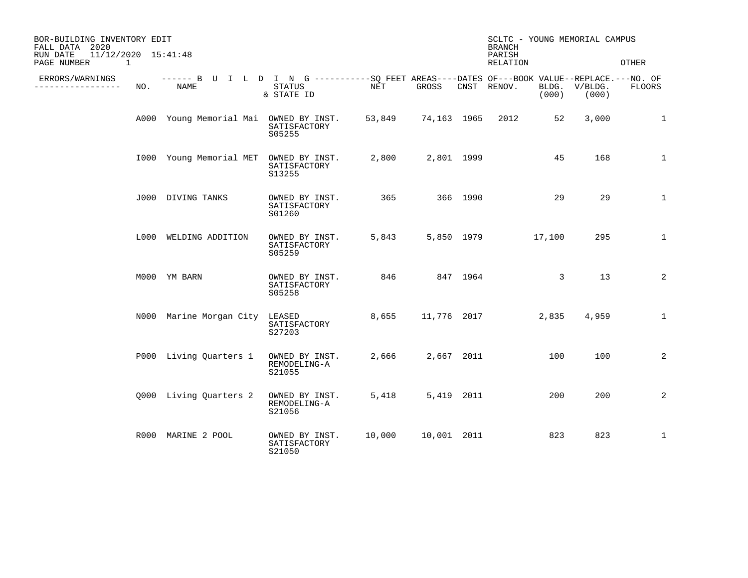BOR-BUILDING INVENTORY EDIT
FALL DATA 2020
RUN DATE 11/12/2020 15:41:48
PAGE NUMBER 1

SCLTC - YOUNG MEMORIAL CAMPUS
BRANCH
PARISH
RELATION OTHER

| ERRORS/WARNINGS | NO. | BUILDING NAME | STATUS & STATE ID | SQ FEET AREAS NET | SQ FEET AREAS GROSS | DATES OF CNST | DATES OF RENOV. | BOOK VALUE BLDG. (000) | REPLACE. V/BLDG. (000) | NO. OF FLOORS |
|---|---|---|---|---|---|---|---|---|---|---|
| | A000 | Young Memorial Mai | OWNED BY INST. SATISFACTORY S05255 | 53,849 | 74,163 | 1965 | 2012 | 52 | 3,000 | 1 |
| | I000 | Young Memorial MET | OWNED BY INST. SATISFACTORY S13255 | 2,800 | 2,801 | 1999 | | 45 | 168 | 1 |
| | J000 | DIVING TANKS | OWNED BY INST. SATISFACTORY S01260 | 365 | 366 | 1990 | | 29 | 29 | 1 |
| | L000 | WELDING ADDITION | OWNED BY INST. SATISFACTORY S05259 | 5,843 | 5,850 | 1979 | | 17,100 | 295 | 1 |
| | M000 | YM BARN | OWNED BY INST. SATISFACTORY S05258 | 846 | 847 | 1964 | | 3 | 13 | 2 |
| | N000 | Marine Morgan City | LEASED SATISFACTORY S27203 | 8,655 | 11,776 | 2017 | | 2,835 | 4,959 | 1 |
| | P000 | Living Quarters 1 | OWNED BY INST. REMODELING-A S21055 | 2,666 | 2,667 | 2011 | | 100 | 100 | 2 |
| | Q000 | Living Quarters 2 | OWNED BY INST. REMODELING-A S21056 | 5,418 | 5,419 | 2011 | | 200 | 200 | 2 |
| | R000 | MARINE 2 POOL | OWNED BY INST. SATISFACTORY S21050 | 10,000 | 10,001 | 2011 | | 823 | 823 | 1 |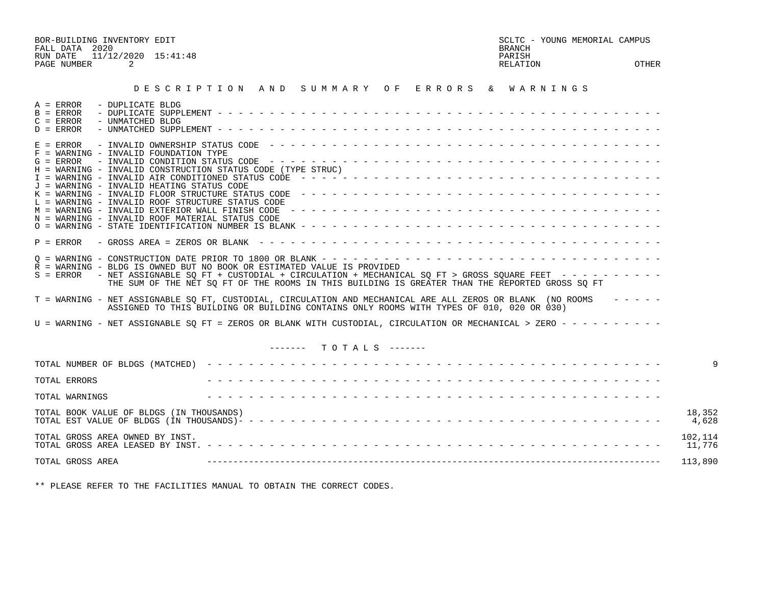BOR-BUILDING INVENTORY EDIT
FALL DATA 2020
RUN DATE 11/12/2020 15:41:48
PAGE NUMBER 2

SCLTC - YOUNG MEMORIAL CAMPUS
BRANCH
PARISH
RELATION OTHER

## DESCRIPTION AND SUMMARY OF ERRORS & WARNINGS

A = ERROR - DUPLICATE BLDG
B = ERROR - DUPLICATE SUPPLEMENT
C = ERROR - UNMATCHED BLDG
D = ERROR - UNMATCHED SUPPLEMENT

E = ERROR - INVALID OWNERSHIP STATUS CODE
F = WARNING - INVALID FOUNDATION TYPE
G = ERROR - INVALID CONDITION STATUS CODE
H = WARNING - INVALID CONSTRUCTION STATUS CODE (TYPE STRUC)
I = WARNING - INVALID AIR CONDITIONED STATUS CODE
J = WARNING - INVALID HEATING STATUS CODE
K = WARNING - INVALID FLOOR STRUCTURE STATUS CODE
L = WARNING - INVALID ROOF STRUCTURE STATUS CODE
M = WARNING - INVALID EXTERIOR WALL FINISH CODE
N = WARNING - INVALID ROOF MATERIAL STATUS CODE
O = WARNING - STATE IDENTIFICATION NUMBER IS BLANK

P = ERROR - GROSS AREA = ZEROS OR BLANK

Q = WARNING - CONSTRUCTION DATE PRIOR TO 1800 OR BLANK
R = WARNING - BLDG IS OWNED BUT NO BOOK OR ESTIMATED VALUE IS PROVIDED
S = ERROR - NET ASSIGNABLE SQ FT + CUSTODIAL + CIRCULATION + MECHANICAL SQ FT > GROSS SQUARE FEET
THE SUM OF THE NET SQ FT OF THE ROOMS IN THIS BUILDING IS GREATER THAN THE REPORTED GROSS SQ FT

T = WARNING - NET ASSIGNABLE SQ FT, CUSTODIAL, CIRCULATION AND MECHANICAL ARE ALL ZEROS OR BLANK (NO ROOMS ASSIGNED TO THIS BUILDING OR BUILDING CONTAINS ONLY ROOMS WITH TYPES OF 010, 020 OR 030)

U = WARNING - NET ASSIGNABLE SQ FT = ZEROS OR BLANK WITH CUSTODIAL, CIRCULATION OR MECHANICAL > ZERO

## TOTALS

| | |
|---|---|
| TOTAL NUMBER OF BLDGS (MATCHED) | 9 |
| TOTAL ERRORS | |
| TOTAL WARNINGS | |
| TOTAL BOOK VALUE OF BLDGS (IN THOUSANDS) | 18,352 |
| TOTAL EST VALUE OF BLDGS (IN THOUSANDS) | 4,628 |
| TOTAL GROSS AREA OWNED BY INST. | 102,114 |
| TOTAL GROSS AREA LEASED BY INST. | 11,776 |
| TOTAL GROSS AREA | 113,890 |

** PLEASE REFER TO THE FACILITIES MANUAL TO OBTAIN THE CORRECT CODES.